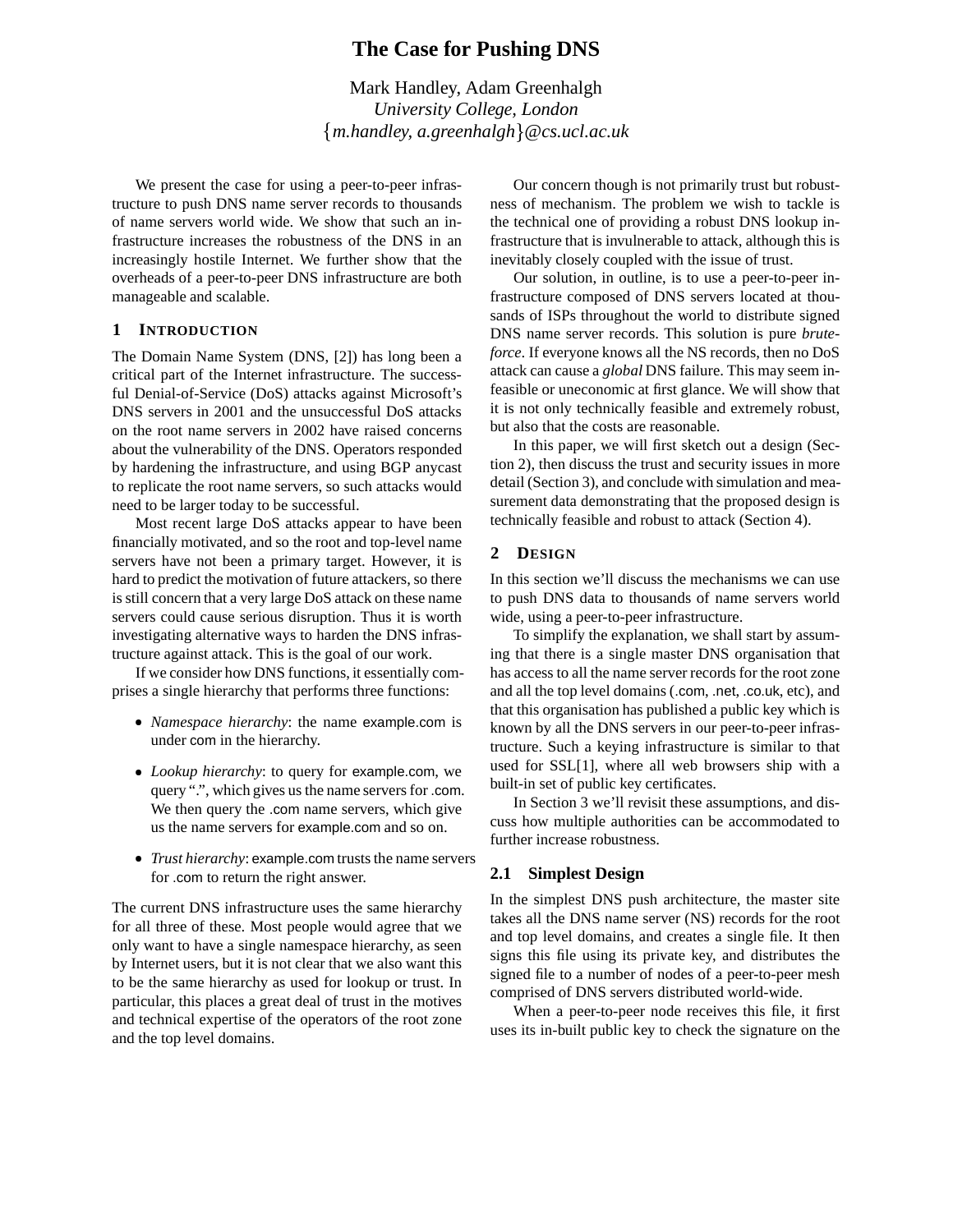# The Case for Pushing DNS

Mark Handley, Adam Greenhalgh
*University College, London*
{*m.handley, a.greenhalgh*}*@cs.ucl.ac.uk*

We present the case for using a peer-to-peer infrastructure to push DNS name server records to thousands of name servers world wide. We show that such an infrastructure increases the robustness of the DNS in an increasingly hostile Internet. We further show that the overheads of a peer-to-peer DNS infrastructure are both manageable and scalable.

## 1 Introduction

The Domain Name System (DNS, [2]) has long been a critical part of the Internet infrastructure. The successful Denial-of-Service (DoS) attacks against Microsoft's DNS servers in 2001 and the unsuccessful DoS attacks on the root name servers in 2002 have raised concerns about the vulnerability of the DNS. Operators responded by hardening the infrastructure, and using BGP anycast to replicate the root name servers, so such attacks would need to be larger today to be successful.

Most recent large DoS attacks appear to have been financially motivated, and so the root and top-level name servers have not been a primary target. However, it is hard to predict the motivation of future attackers, so there is still concern that a very large DoS attack on these name servers could cause serious disruption. Thus it is worth investigating alternative ways to harden the DNS infrastructure against attack. This is the goal of our work.

If we consider how DNS functions, it essentially comprises a single hierarchy that performs three functions:

- *Namespace hierarchy*: the name example.com is under com in the hierarchy.
- *Lookup hierarchy*: to query for example.com, we query ".", which gives us the name servers for .com. We then query the .com name servers, which give us the name servers for example.com and so on.
- *Trust hierarchy*: example.com trusts the name servers for .com to return the right answer.

The current DNS infrastructure uses the same hierarchy for all three of these. Most people would agree that we only want to have a single namespace hierarchy, as seen by Internet users, but it is not clear that we also want this to be the same hierarchy as used for lookup or trust. In particular, this places a great deal of trust in the motives and technical expertise of the operators of the root zone and the top level domains.

Our concern though is not primarily trust but robustness of mechanism. The problem we wish to tackle is the technical one of providing a robust DNS lookup infrastructure that is invulnerable to attack, although this is inevitably closely coupled with the issue of trust.

Our solution, in outline, is to use a peer-to-peer infrastructure composed of DNS servers located at thousands of ISPs throughout the world to distribute signed DNS name server records. This solution is pure *brute-force*. If everyone knows all the NS records, then no DoS attack can cause a *global* DNS failure. This may seem infeasible or uneconomic at first glance. We will show that it is not only technically feasible and extremely robust, but also that the costs are reasonable.

In this paper, we will first sketch out a design (Section 2), then discuss the trust and security issues in more detail (Section 3), and conclude with simulation and measurement data demonstrating that the proposed design is technically feasible and robust to attack (Section 4).

## 2 Design

In this section we'll discuss the mechanisms we can use to push DNS data to thousands of name servers world wide, using a peer-to-peer infrastructure.

To simplify the explanation, we shall start by assuming that there is a single master DNS organisation that has access to all the name server records for the root zone and all the top level domains (.com, .net, .co.uk, etc), and that this organisation has published a public key which is known by all the DNS servers in our peer-to-peer infrastructure. Such a keying infrastructure is similar to that used for SSL[1], where all web browsers ship with a built-in set of public key certificates.

In Section 3 we'll revisit these assumptions, and discuss how multiple authorities can be accommodated to further increase robustness.

### 2.1 Simplest Design

In the simplest DNS push architecture, the master site takes all the DNS name server (NS) records for the root and top level domains, and creates a single file. It then signs this file using its private key, and distributes the signed file to a number of nodes of a peer-to-peer mesh comprised of DNS servers distributed world-wide.

When a peer-to-peer node receives this file, it first uses its in-built public key to check the signature on the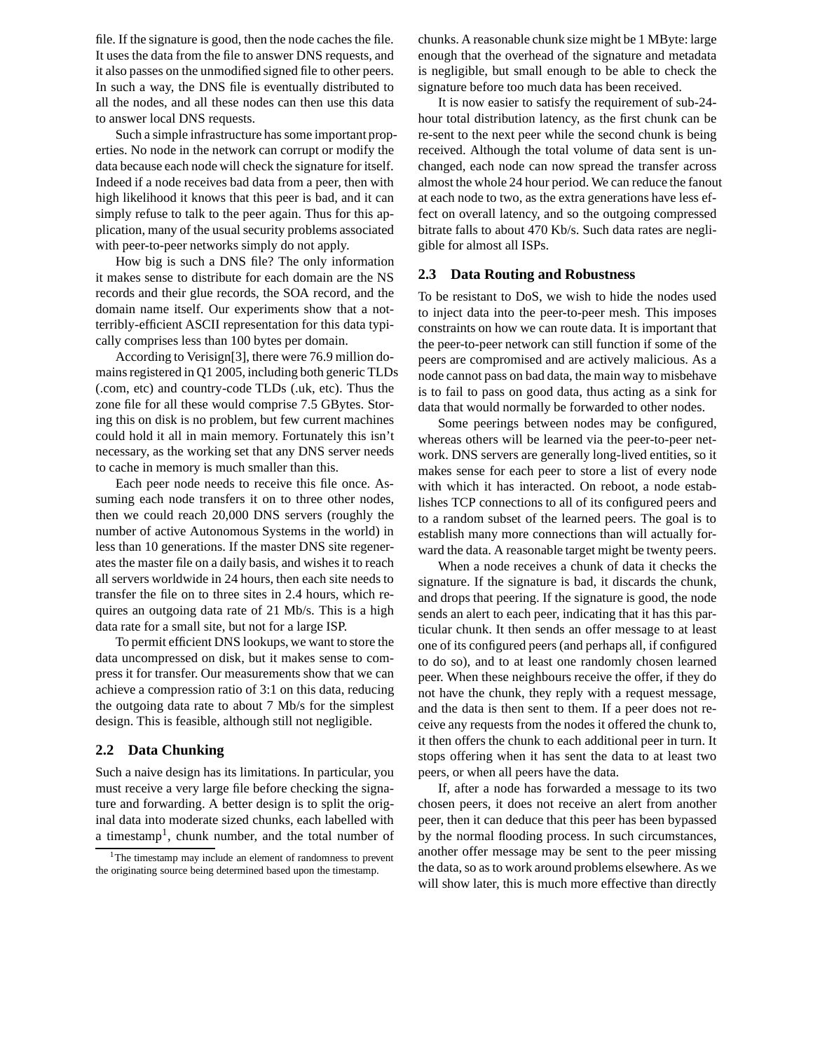file. If the signature is good, then the node caches the file. It uses the data from the file to answer DNS requests, and it also passes on the unmodified signed file to other peers. In such a way, the DNS file is eventually distributed to all the nodes, and all these nodes can then use this data to answer local DNS requests.

Such a simple infrastructure has some important properties. No node in the network can corrupt or modify the data because each node will check the signature for itself. Indeed if a node receives bad data from a peer, then with high likelihood it knows that this peer is bad, and it can simply refuse to talk to the peer again. Thus for this application, many of the usual security problems associated with peer-to-peer networks simply do not apply.

How big is such a DNS file? The only information it makes sense to distribute for each domain are the NS records and their glue records, the SOA record, and the domain name itself. Our experiments show that a not-terribly-efficient ASCII representation for this data typically comprises less than 100 bytes per domain.

According to Verisign[3], there were 76.9 million domains registered in Q1 2005, including both generic TLDs (.com, etc) and country-code TLDs (.uk, etc). Thus the zone file for all these would comprise 7.5 GBytes. Storing this on disk is no problem, but few current machines could hold it all in main memory. Fortunately this isn't necessary, as the working set that any DNS server needs to cache in memory is much smaller than this.

Each peer node needs to receive this file once. Assuming each node transfers it on to three other nodes, then we could reach 20,000 DNS servers (roughly the number of active Autonomous Systems in the world) in less than 10 generations. If the master DNS site regenerates the master file on a daily basis, and wishes it to reach all servers worldwide in 24 hours, then each site needs to transfer the file on to three sites in 2.4 hours, which requires an outgoing data rate of 21 Mb/s. This is a high data rate for a small site, but not for a large ISP.

To permit efficient DNS lookups, we want to store the data uncompressed on disk, but it makes sense to compress it for transfer. Our measurements show that we can achieve a compression ratio of 3:1 on this data, reducing the outgoing data rate to about 7 Mb/s for the simplest design. This is feasible, although still not negligible.

## 2.2 Data Chunking

Such a naive design has its limitations. In particular, you must receive a very large file before checking the signature and forwarding. A better design is to split the original data into moderate sized chunks, each labelled with a timestamp[1], chunk number, and the total number of chunks. A reasonable chunk size might be 1 MByte: large enough that the overhead of the signature and metadata is negligible, but small enough to be able to check the signature before too much data has been received.

It is now easier to satisfy the requirement of sub-24-hour total distribution latency, as the first chunk can be re-sent to the next peer while the second chunk is being received. Although the total volume of data sent is unchanged, each node can now spread the transfer across almost the whole 24 hour period. We can reduce the fanout at each node to two, as the extra generations have less effect on overall latency, and so the outgoing compressed bitrate falls to about 470 Kb/s. Such data rates are negligible for almost all ISPs.

## 2.3 Data Routing and Robustness

To be resistant to DoS, we wish to hide the nodes used to inject data into the peer-to-peer mesh. This imposes constraints on how we can route data. It is important that the peer-to-peer network can still function if some of the peers are compromised and are actively malicious. As a node cannot pass on bad data, the main way to misbehave is to fail to pass on good data, thus acting as a sink for data that would normally be forwarded to other nodes.

Some peerings between nodes may be configured, whereas others will be learned via the peer-to-peer network. DNS servers are generally long-lived entities, so it makes sense for each peer to store a list of every node with which it has interacted. On reboot, a node establishes TCP connections to all of its configured peers and to a random subset of the learned peers. The goal is to establish many more connections than will actually forward the data. A reasonable target might be twenty peers.

When a node receives a chunk of data it checks the signature. If the signature is bad, it discards the chunk, and drops that peering. If the signature is good, the node sends an alert to each peer, indicating that it has this particular chunk. It then sends an offer message to at least one of its configured peers (and perhaps all, if configured to do so), and to at least one randomly chosen learned peer. When these neighbours receive the offer, if they do not have the chunk, they reply with a request message, and the data is then sent to them. If a peer does not receive any requests from the nodes it offered the chunk to, it then offers the chunk to each additional peer in turn. It stops offering when it has sent the data to at least two peers, or when all peers have the data.

If, after a node has forwarded a message to its two chosen peers, it does not receive an alert from another peer, then it can deduce that this peer has been bypassed by the normal flooding process. In such circumstances, another offer message may be sent to the peer missing the data, so as to work around problems elsewhere. As we will show later, this is much more effective than directly

[1] The timestamp may include an element of randomness to prevent the originating source being determined based upon the timestamp.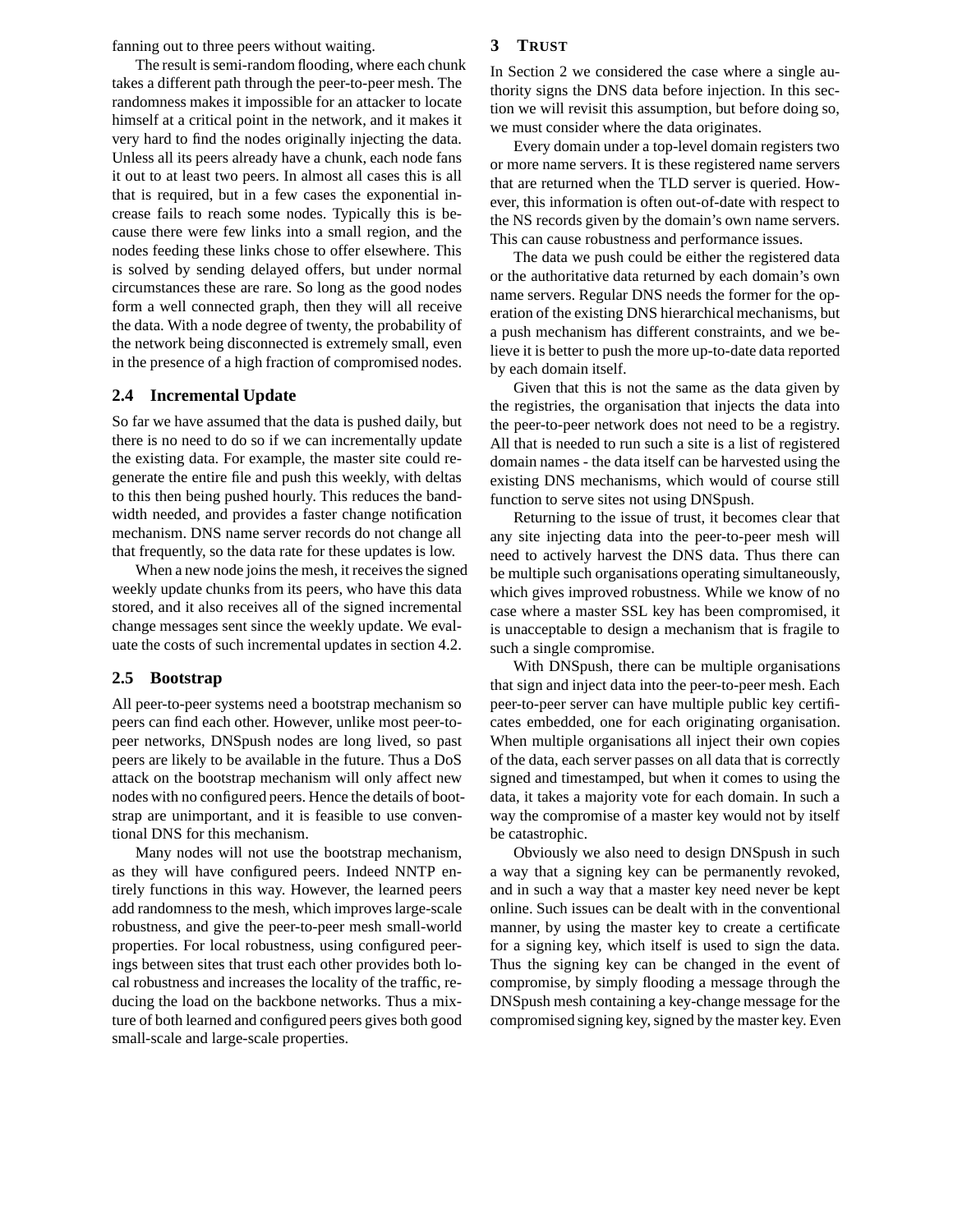fanning out to three peers without waiting.

The result is semi-random flooding, where each chunk takes a different path through the peer-to-peer mesh. The randomness makes it impossible for an attacker to locate himself at a critical point in the network, and it makes it very hard to find the nodes originally injecting the data. Unless all its peers already have a chunk, each node fans it out to at least two peers. In almost all cases this is all that is required, but in a few cases the exponential increase fails to reach some nodes. Typically this is because there were few links into a small region, and the nodes feeding these links chose to offer elsewhere. This is solved by sending delayed offers, but under normal circumstances these are rare. So long as the good nodes form a well connected graph, then they will all receive the data. With a node degree of twenty, the probability of the network being disconnected is extremely small, even in the presence of a high fraction of compromised nodes.

## 2.4 Incremental Update

So far we have assumed that the data is pushed daily, but there is no need to do so if we can incrementally update the existing data. For example, the master site could regenerate the entire file and push this weekly, with deltas to this then being pushed hourly. This reduces the bandwidth needed, and provides a faster change notification mechanism. DNS name server records do not change all that frequently, so the data rate for these updates is low.

When a new node joins the mesh, it receives the signed weekly update chunks from its peers, who have this data stored, and it also receives all of the signed incremental change messages sent since the weekly update. We evaluate the costs of such incremental updates in section 4.2.

## 2.5 Bootstrap

All peer-to-peer systems need a bootstrap mechanism so peers can find each other. However, unlike most peer-to-peer networks, DNSpush nodes are long lived, so past peers are likely to be available in the future. Thus a DoS attack on the bootstrap mechanism will only affect new nodes with no configured peers. Hence the details of bootstrap are unimportant, and it is feasible to use conventional DNS for this mechanism.

Many nodes will not use the bootstrap mechanism, as they will have configured peers. Indeed NNTP entirely functions in this way. However, the learned peers add randomness to the mesh, which improves large-scale robustness, and give the peer-to-peer mesh small-world properties. For local robustness, using configured peerings between sites that trust each other provides both local robustness and increases the locality of the traffic, reducing the load on the backbone networks. Thus a mixture of both learned and configured peers gives both good small-scale and large-scale properties.

# 3 Trust

In Section 2 we considered the case where a single authority signs the DNS data before injection. In this section we will revisit this assumption, but before doing so, we must consider where the data originates.

Every domain under a top-level domain registers two or more name servers. It is these registered name servers that are returned when the TLD server is queried. However, this information is often out-of-date with respect to the NS records given by the domain's own name servers. This can cause robustness and performance issues.

The data we push could be either the registered data or the authoritative data returned by each domain's own name servers. Regular DNS needs the former for the operation of the existing DNS hierarchical mechanisms, but a push mechanism has different constraints, and we believe it is better to push the more up-to-date data reported by each domain itself.

Given that this is not the same as the data given by the registries, the organisation that injects the data into the peer-to-peer network does not need to be a registry. All that is needed to run such a site is a list of registered domain names - the data itself can be harvested using the existing DNS mechanisms, which would of course still function to serve sites not using DNSpush.

Returning to the issue of trust, it becomes clear that any site injecting data into the peer-to-peer mesh will need to actively harvest the DNS data. Thus there can be multiple such organisations operating simultaneously, which gives improved robustness. While we know of no case where a master SSL key has been compromised, it is unacceptable to design a mechanism that is fragile to such a single compromise.

With DNSpush, there can be multiple organisations that sign and inject data into the peer-to-peer mesh. Each peer-to-peer server can have multiple public key certificates embedded, one for each originating organisation. When multiple organisations all inject their own copies of the data, each server passes on all data that is correctly signed and timestamped, but when it comes to using the data, it takes a majority vote for each domain. In such a way the compromise of a master key would not by itself be catastrophic.

Obviously we also need to design DNSpush in such a way that a signing key can be permanently revoked, and in such a way that a master key need never be kept online. Such issues can be dealt with in the conventional manner, by using the master key to create a certificate for a signing key, which itself is used to sign the data. Thus the signing key can be changed in the event of compromise, by simply flooding a message through the DNSpush mesh containing a key-change message for the compromised signing key, signed by the master key. Even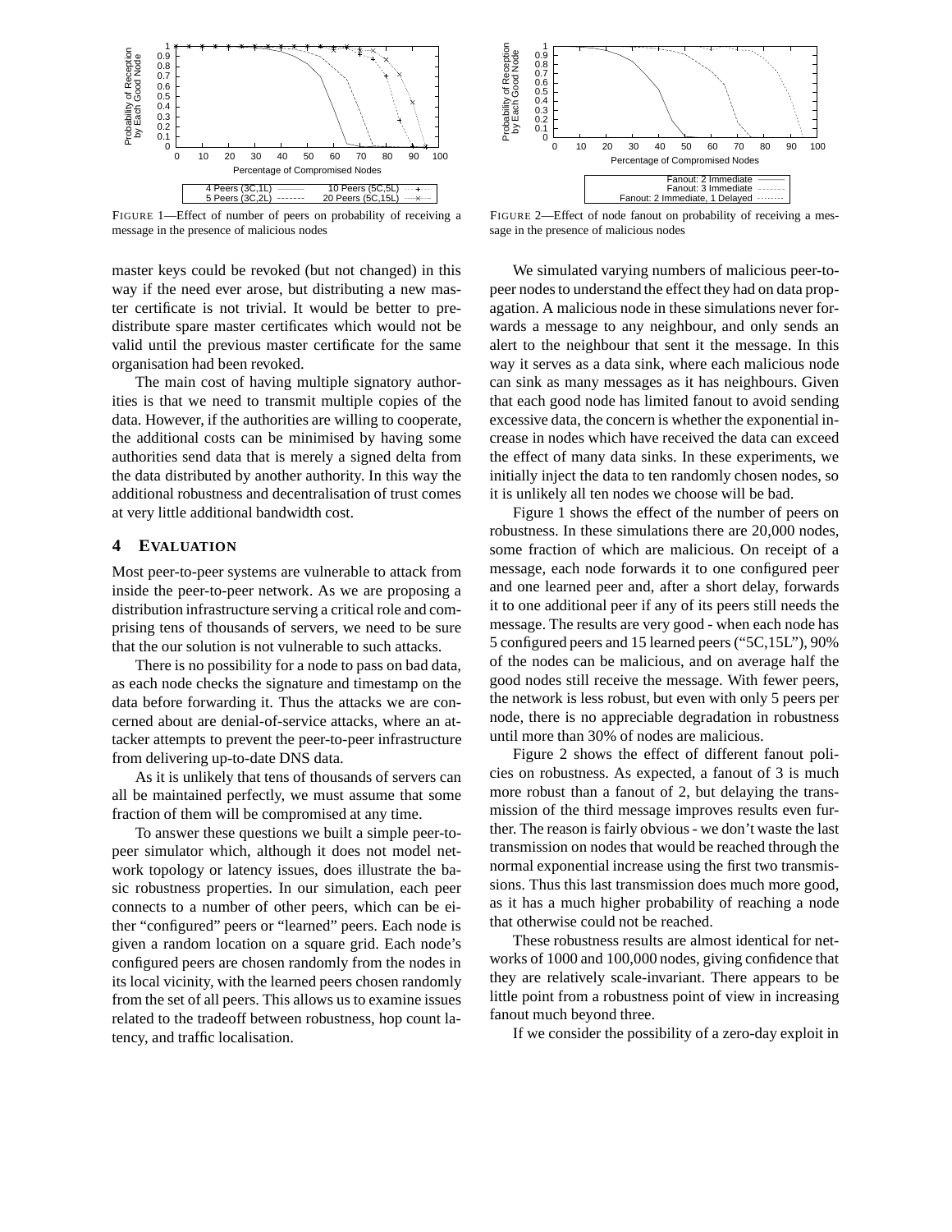Probability of Reception by Each Good Node

1
0.9
0.8
0.7
0.6
0.5
0.4
0.3
0.2
0.1
0

0 10 20 30 40 50 60 70 80 90 100

Percentage of Compromised Nodes

4 Peers (3C,1L)
5 Peers (3C,2L)
10 Peers (5C,5L)
20 Peers (5C,15L)

FIGURE 1—Effect of number of peers on probability of receiving a message in the presence of malicious nodes

Probability of Reception by Each Good Node

1
0.9
0.8
0.7
0.6
0.5
0.4
0.3
0.2
0.1
0

0 10 20 30 40 50 60 70 80 90 100

Percentage of Compromised Nodes

Fanout: 2 Immediate
Fanout: 3 Immediate
Fanout: 2 Immediate, 1 Delayed

FIGURE 2—Effect of node fanout on probability of receiving a message in the presence of malicious nodes

master keys could be revoked (but not changed) in this way if the need ever arose, but distributing a new master certificate is not trivial. It would be better to pre-distribute spare master certificates which would not be valid until the previous master certificate for the same organisation had been revoked.

The main cost of having multiple signatory authorities is that we need to transmit multiple copies of the data. However, if the authorities are willing to cooperate, the additional costs can be minimised by having some authorities send data that is merely a signed delta from the data distributed by another authority. In this way the additional robustness and decentralisation of trust comes at very little additional bandwidth cost.

## 4 EVALUATION

Most peer-to-peer systems are vulnerable to attack from inside the peer-to-peer network. As we are proposing a distribution infrastructure serving a critical role and comprising tens of thousands of servers, we need to be sure that the our solution is not vulnerable to such attacks.

There is no possibility for a node to pass on bad data, as each node checks the signature and timestamp on the data before forwarding it. Thus the attacks we are concerned about are denial-of-service attacks, where an attacker attempts to prevent the peer-to-peer infrastructure from delivering up-to-date DNS data.

As it is unlikely that tens of thousands of servers can all be maintained perfectly, we must assume that some fraction of them will be compromised at any time.

To answer these questions we built a simple peer-to-peer simulator which, although it does not model network topology or latency issues, does illustrate the basic robustness properties. In our simulation, each peer connects to a number of other peers, which can be either "configured" peers or "learned" peers. Each node is given a random location on a square grid. Each node's configured peers are chosen randomly from the nodes in its local vicinity, with the learned peers chosen randomly from the set of all peers. This allows us to examine issues related to the tradeoff between robustness, hop count latency, and traffic localisation.

We simulated varying numbers of malicious peer-to-peer nodes to understand the effect they had on data propagation. A malicious node in these simulations never forwards a message to any neighbour, and only sends an alert to the neighbour that sent it the message. In this way it serves as a data sink, where each malicious node can sink as many messages as it has neighbours. Given that each good node has limited fanout to avoid sending excessive data, the concern is whether the exponential increase in nodes which have received the data can exceed the effect of many data sinks. In these experiments, we initially inject the data to ten randomly chosen nodes, so it is unlikely all ten nodes we choose will be bad.

Figure 1 shows the effect of the number of peers on robustness. In these simulations there are 20,000 nodes, some fraction of which are malicious. On receipt of a message, each node forwards it to one configured peer and one learned peer and, after a short delay, forwards it to one additional peer if any of its peers still needs the message. The results are very good - when each node has 5 configured peers and 15 learned peers ("5C,15L"), 90% of the nodes can be malicious, and on average half the good nodes still receive the message. With fewer peers, the network is less robust, but even with only 5 peers per node, there is no appreciable degradation in robustness until more than 30% of nodes are malicious.

Figure 2 shows the effect of different fanout policies on robustness. As expected, a fanout of 3 is much more robust than a fanout of 2, but delaying the transmission of the third message improves results even further. The reason is fairly obvious - we don't waste the last transmission on nodes that would be reached through the normal exponential increase using the first two transmissions. Thus this last transmission does much more good, as it has a much higher probability of reaching a node that otherwise could not be reached.

These robustness results are almost identical for networks of 1000 and 100,000 nodes, giving confidence that they are relatively scale-invariant. There appears to be little point from a robustness point of view in increasing fanout much beyond three.

If we consider the possibility of a zero-day exploit in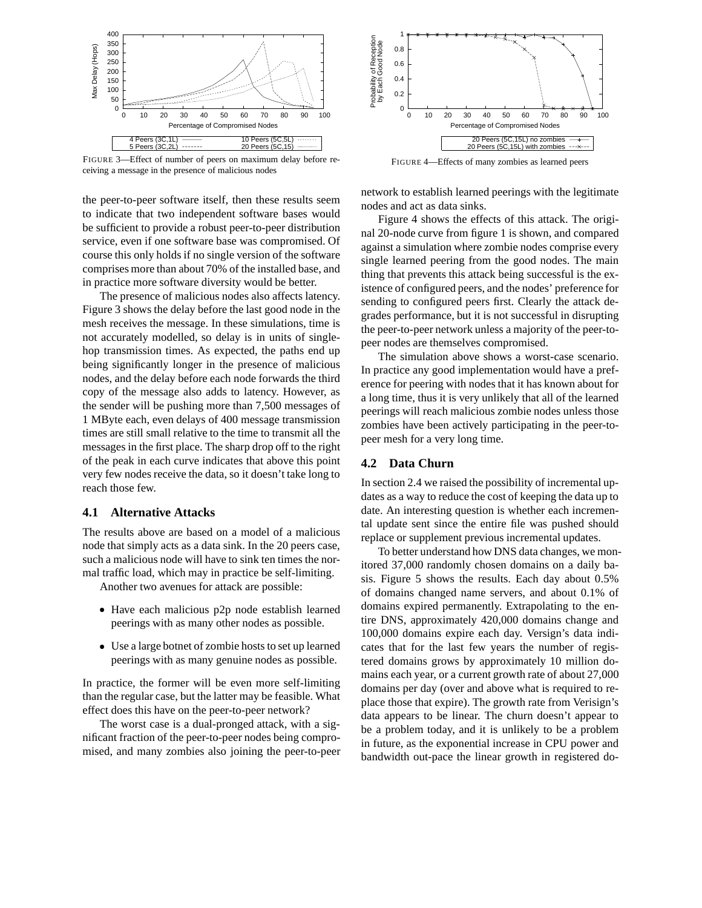400
350
300
250
200
150
100
50
0
Max Delay (Hops)
0 10 20 30 40 50 60 70 80 90 100
Percentage of Compromised Nodes
4 Peers (3C,1L)
5 Peers (3C,2L)
10 Peers (5C,5L)
20 Peers (5C,15)

FIGURE 3—Effect of number of peers on maximum delay before receiving a message in the presence of malicious nodes

1
0.8
0.6
0.4
0.2
0
Probability of Reception by Each Good Node
0 10 20 30 40 50 60 70 80 90 100
Percentage of Compromised Nodes
20 Peers (5C,15L) no zombies
20 Peers (5C,15L) with zombies

FIGURE 4—Effects of many zombies as learned peers

the peer-to-peer software itself, then these results seem to indicate that two independent software bases would be sufficient to provide a robust peer-to-peer distribution service, even if one software base was compromised. Of course this only holds if no single version of the software comprises more than about 70% of the installed base, and in practice more software diversity would be better.

The presence of malicious nodes also affects latency. Figure 3 shows the delay before the last good node in the mesh receives the message. In these simulations, time is not accurately modelled, so delay is in units of single-hop transmission times. As expected, the paths end up being significantly longer in the presence of malicious nodes, and the delay before each node forwards the third copy of the message also adds to latency. However, as the sender will be pushing more than 7,500 messages of 1 MByte each, even delays of 400 message transmission times are still small relative to the time to transmit all the messages in the first place. The sharp drop off to the right of the peak in each curve indicates that above this point very few nodes receive the data, so it doesn't take long to reach those few.

### 4.1 Alternative Attacks

The results above are based on a model of a malicious node that simply acts as a data sink. In the 20 peers case, such a malicious node will have to sink ten times the normal traffic load, which may in practice be self-limiting.

Another two avenues for attack are possible:

- Have each malicious p2p node establish learned peerings with as many other nodes as possible.
- Use a large botnet of zombie hosts to set up learned peerings with as many genuine nodes as possible.

In practice, the former will be even more self-limiting than the regular case, but the latter may be feasible. What effect does this have on the peer-to-peer network?

The worst case is a dual-pronged attack, with a significant fraction of the peer-to-peer nodes being compromised, and many zombies also joining the peer-to-peer network to establish learned peerings with the legitimate nodes and act as data sinks.

Figure 4 shows the effects of this attack. The original 20-node curve from figure 1 is shown, and compared against a simulation where zombie nodes comprise every single learned peering from the good nodes. The main thing that prevents this attack being successful is the existence of configured peers, and the nodes' preference for sending to configured peers first. Clearly the attack degrades performance, but it is not successful in disrupting the peer-to-peer network unless a majority of the peer-to-peer nodes are themselves compromised.

The simulation above shows a worst-case scenario. In practice any good implementation would have a preference for peering with nodes that it has known about for a long time, thus it is very unlikely that all of the learned peerings will reach malicious zombie nodes unless those zombies have been actively participating in the peer-to-peer mesh for a very long time.

### 4.2 Data Churn

In section 2.4 we raised the possibility of incremental updates as a way to reduce the cost of keeping the data up to date. An interesting question is whether each incremental update sent since the entire file was pushed should replace or supplement previous incremental updates.

To better understand how DNS data changes, we monitored 37,000 randomly chosen domains on a daily basis. Figure 5 shows the results. Each day about 0.5% of domains changed name servers, and about 0.1% of domains expired permanently. Extrapolating to the entire DNS, approximately 420,000 domains change and 100,000 domains expire each day. Versign's data indicates that for the last few years the number of registered domains grows by approximately 10 million domains each year, or a current growth rate of about 27,000 domains per day (over and above what is required to replace those that expire). The growth rate from Verisign's data appears to be linear. The churn doesn't appear to be a problem today, and it is unlikely to be a problem in future, as the exponential increase in CPU power and bandwidth out-pace the linear growth in registered do-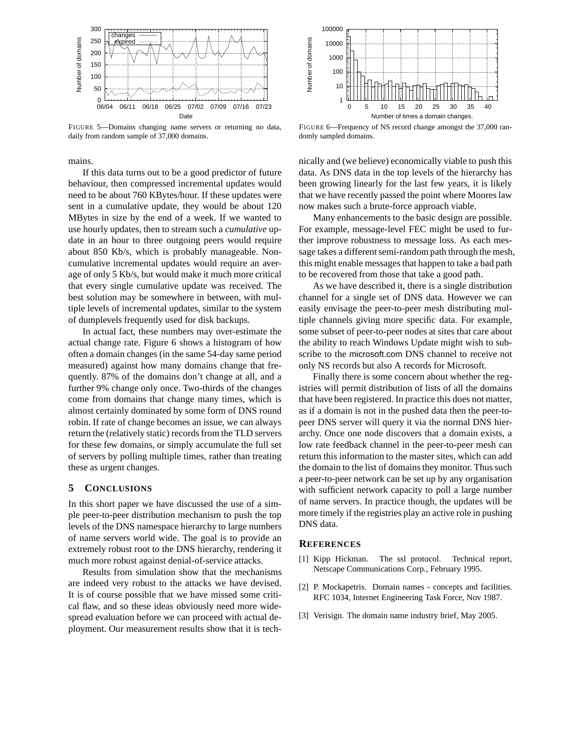300
250
200
150
100
50
0
changes
expired
Number of domains
06/04 06/11 06/18 06/25 07/02 07/09 07/16 07/23
Date

FIGURE 5—Domains changing name servers or returning no data, daily from random sample of 37,000 domains.

100000
10000
1000
100
10
1
Number of domains
0 5 10 15 20 25 30 35 40
Number of times a domain changes.

FIGURE 6—Frequency of NS record change amongst the 37,000 randomly sampled domains.

mains.

If this data turns out to be a good predictor of future behaviour, then compressed incremental updates would need to be about 760 KBytes/hour. If these updates were sent in a cumulative update, they would be about 120 MBytes in size by the end of a week. If we wanted to use hourly updates, then to stream such a *cumulative* update in an hour to three outgoing peers would require about 850 Kb/s, which is probably manageable. Non-cumulative incremental updates would require an average of only 5 Kb/s, but would make it much more critical that every single cumulative update was received. The best solution may be somewhere in between, with multiple levels of incremental updates, similar to the system of dumplevels frequently used for disk backups.

In actual fact, these numbers may over-estimate the actual change rate. Figure 6 shows a histogram of how often a domain changes (in the same 54-day same period measured) against how many domains change that frequently. 87% of the domains don't change at all, and a further 9% change only once. Two-thirds of the changes come from domains that change many times, which is almost certainly dominated by some form of DNS round robin. If rate of change becomes an issue, we can always return the (relatively static) records from the TLD servers for these few domains, or simply accumulate the full set of servers by polling multiple times, rather than treating these as urgent changes.

## 5 Conclusions

In this short paper we have discussed the use of a simple peer-to-peer distribution mechanism to push the top levels of the DNS namespace hierarchy to large numbers of name servers world wide. The goal is to provide an extremely robust root to the DNS hierarchy, rendering it much more robust against denial-of-service attacks.

Results from simulation show that the mechanisms are indeed very robust to the attacks we have devised. It is of course possible that we have missed some critical flaw, and so these ideas obviously need more widespread evaluation before we can proceed with actual deployment. Our measurement results show that it is technically and (we believe) economically viable to push this data. As DNS data in the top levels of the hierarchy has been growing linearly for the last few years, it is likely that we have recently passed the point where Moores law now makes such a brute-force approach viable.

Many enhancements to the basic design are possible. For example, message-level FEC might be used to further improve robustness to message loss. As each message takes a different semi-random path through the mesh, this might enable messages that happen to take a bad path to be recovered from those that take a good path.

As we have described it, there is a single distribution channel for a single set of DNS data. However we can easily envisage the peer-to-peer mesh distributing multiple channels giving more specific data. For example, some subset of peer-to-peer nodes at sites that care about the ability to reach Windows Update might wish to subscribe to the microsoft.com DNS channel to receive not only NS records but also A records for Microsoft.

Finally there is some concern about whether the registries will permit distribution of lists of all the domains that have been registered. In practice this does not matter, as if a domain is not in the pushed data then the peer-to-peer DNS server will query it via the normal DNS hierarchy. Once one node discovers that a domain exists, a low rate feedback channel in the peer-to-peer mesh can return this information to the master sites, which can add the domain to the list of domains they monitor. Thus such a peer-to-peer network can be set up by any organisation with sufficient network capacity to poll a large number of name servers. In practice though, the updates will be more timely if the registries play an active role in pushing DNS data.

## References

[1] Kipp Hickman. The ssl protocol. Technical report, Netscape Communications Corp., February 1995.

[2] P. Mockapetris. Domain names - concepts and facilities. RFC 1034, Internet Engineering Task Force, Nov 1987.

[3] Verisign. The domain name industry brief, May 2005.